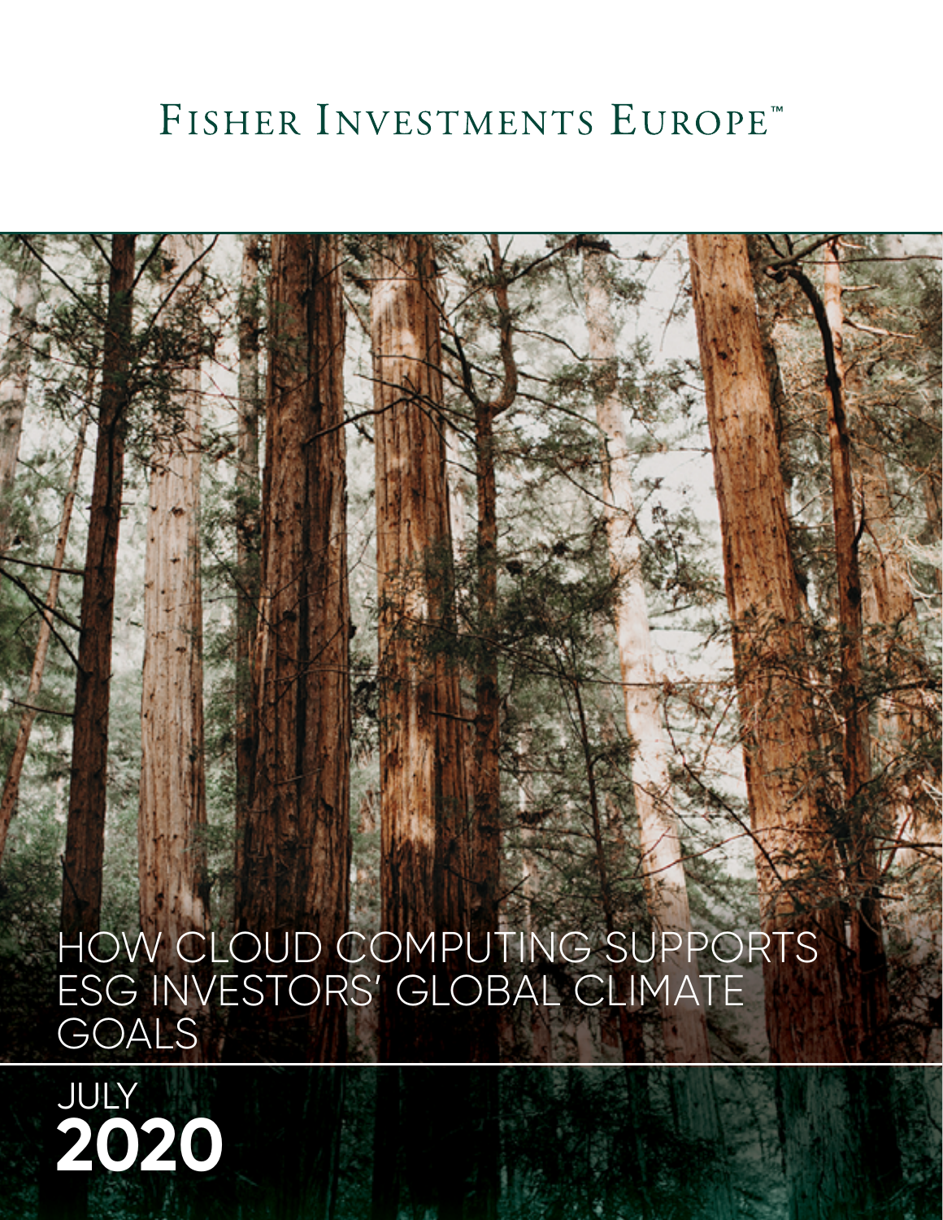FISHER INVESTMENTS EUROPE™

# HOW CLOUD COMPUTING SUPPORTS ESG INVESTORS' GLOBAL CLIMATE GOALS

JULY
**2020**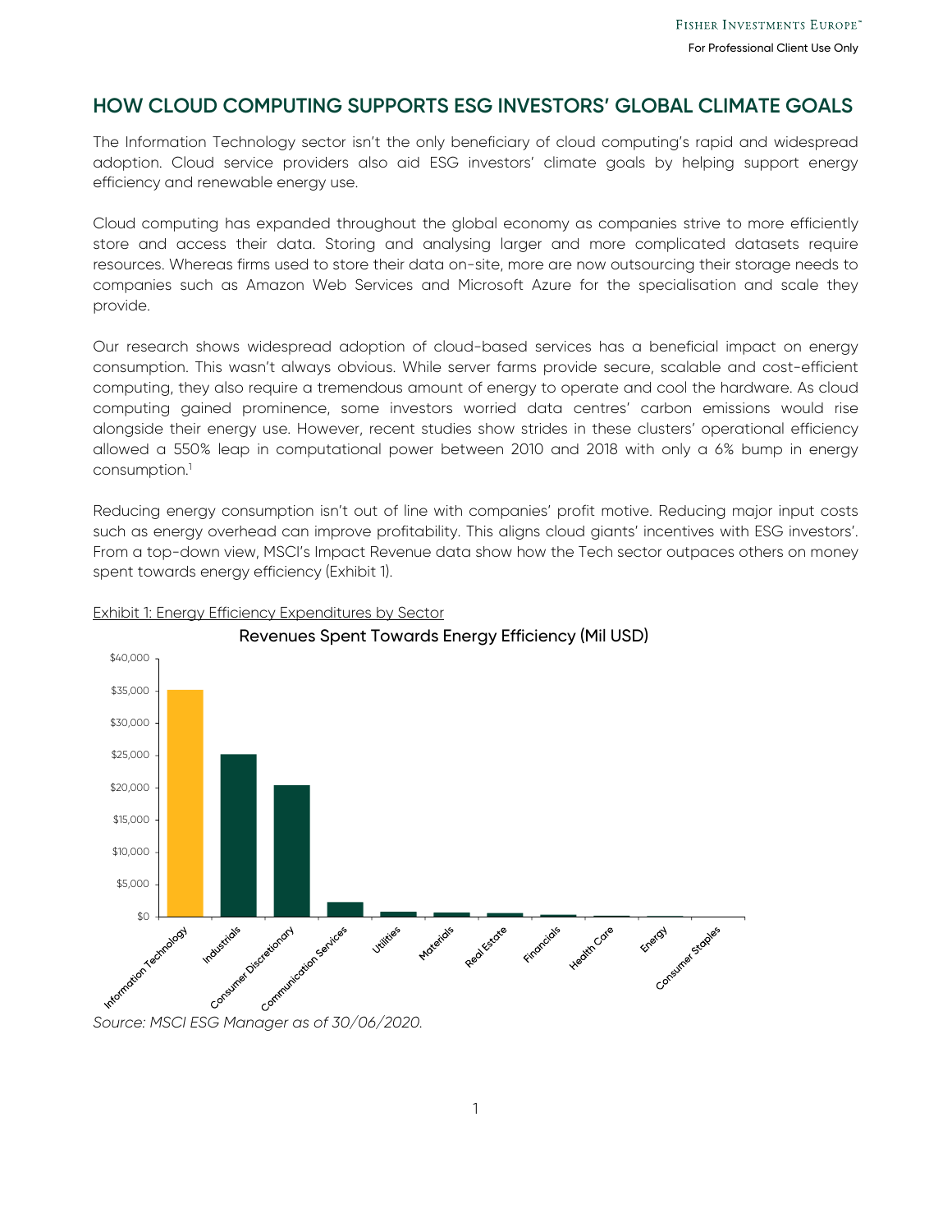## HOW CLOUD COMPUTING SUPPORTS ESG INVESTORS' GLOBAL CLIMATE GOALS

The Information Technology sector isn't the only beneficiary of cloud computing's rapid and widespread adoption. Cloud service providers also aid ESG investors' climate goals by helping support energy efficiency and renewable energy use.

Cloud computing has expanded throughout the global economy as companies strive to more efficiently store and access their data. Storing and analysing larger and more complicated datasets require resources. Whereas firms used to store their data on-site, more are now outsourcing their storage needs to companies such as Amazon Web Services and Microsoft Azure for the specialisation and scale they provide.

Our research shows widespread adoption of cloud-based services has a beneficial impact on energy consumption. This wasn't always obvious. While server farms provide secure, scalable and cost-efficient computing, they also require a tremendous amount of energy to operate and cool the hardware. As cloud computing gained prominence, some investors worried data centres' carbon emissions would rise alongside their energy use. However, recent studies show strides in these clusters' operational efficiency allowed a 550% leap in computational power between 2010 and 2018 with only a 6% bump in energy consumption.[1]

Reducing energy consumption isn't out of line with companies' profit motive. Reducing major input costs such as energy overhead can improve profitability. This aligns cloud giants' incentives with ESG investors'. From a top-down view, MSCI's Impact Revenue data show how the Tech sector outpaces others on money spent towards energy efficiency (Exhibit 1).

Exhibit 1: Energy Efficiency Expenditures by Sector

Revenues Spent Towards Energy Efficiency (Mil USD)

| Sector | Approx. value (Mil USD) |
|---|---|
| Information Technology | ~$35,000 |
| Industrials | ~$25,000 |
| Consumer Discretionary | ~$20,000 |
| Communication Services | ~$2,000 |
| Utilities | <$1,000 |
| Materials | <$1,000 |
| Real Estate | <$1,000 |
| Financials | <$1,000 |
| Health Care | <$1,000 |
| Energy | <$1,000 |
| Consumer Staples | ~$0 |

*Source: MSCI ESG Manager as of 30/06/2020.*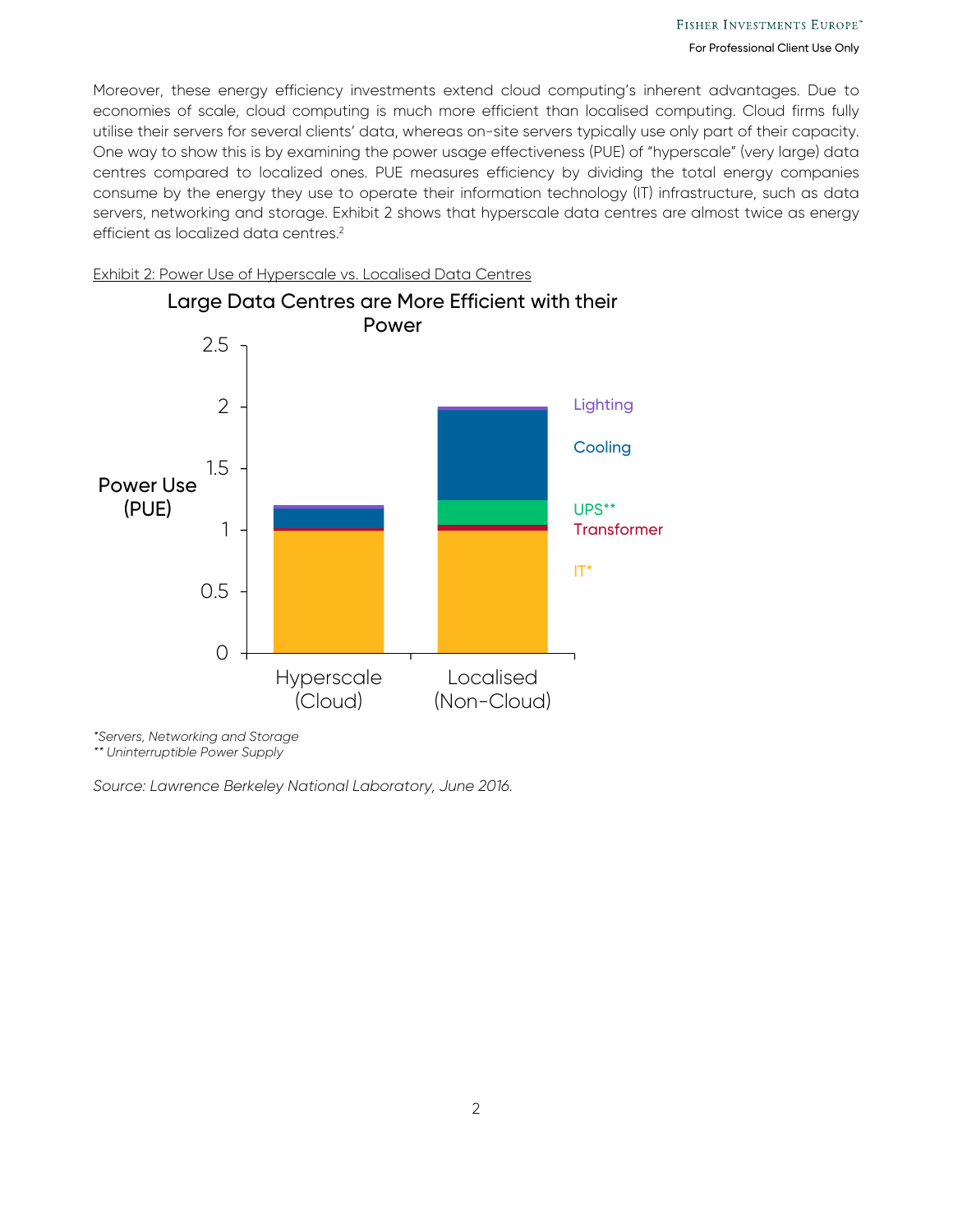Moreover, these energy efficiency investments extend cloud computing's inherent advantages. Due to economies of scale, cloud computing is much more efficient than localised computing. Cloud firms fully utilise their servers for several clients' data, whereas on-site servers typically use only part of their capacity. One way to show this is by examining the power usage effectiveness (PUE) of "hyperscale" (very large) data centres compared to localized ones. PUE measures efficiency by dividing the total energy companies consume by the energy they use to operate their information technology (IT) infrastructure, such as data servers, networking and storage. Exhibit 2 shows that hyperscale data centres are almost twice as energy efficient as localized data centres.[2]

Exhibit 2: Power Use of Hyperscale vs. Localised Data Centres

**Large Data Centres are More Efficient with their Power**

Power Use (PUE)

Hyperscale (Cloud) | Localised (Non-Cloud)

Lighting, Cooling, UPS**, Transformer, IT*

*Servers, Networking and Storage
** Uninterruptible Power Supply

*Source: Lawrence Berkeley National Laboratory, June 2016.*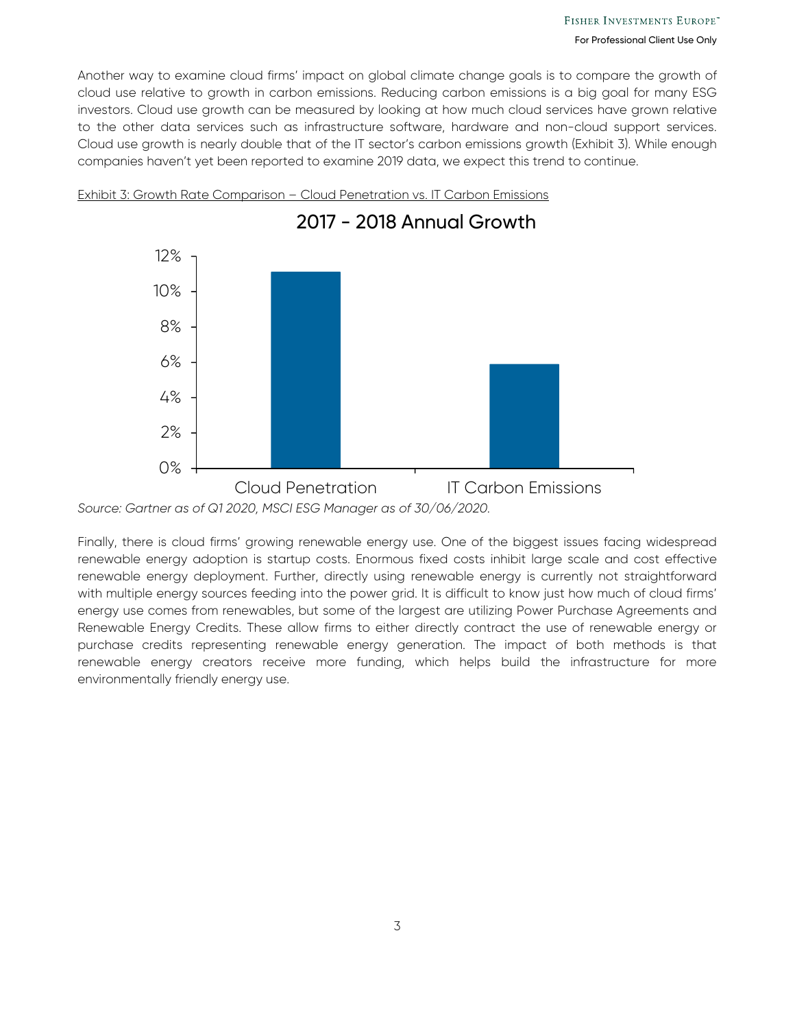Another way to examine cloud firms' impact on global climate change goals is to compare the growth of cloud use relative to growth in carbon emissions. Reducing carbon emissions is a big goal for many ESG investors. Cloud use growth can be measured by looking at how much cloud services have grown relative to the other data services such as infrastructure software, hardware and non-cloud support services. Cloud use growth is nearly double that of the IT sector's carbon emissions growth (Exhibit 3). While enough companies haven't yet been reported to examine 2019 data, we expect this trend to continue.

Exhibit 3: Growth Rate Comparison – Cloud Penetration vs. IT Carbon Emissions

*Source: Gartner as of Q1 2020, MSCI ESG Manager as of 30/06/2020.*

Finally, there is cloud firms' growing renewable energy use. One of the biggest issues facing widespread renewable energy adoption is startup costs. Enormous fixed costs inhibit large scale and cost effective renewable energy deployment. Further, directly using renewable energy is currently not straightforward with multiple energy sources feeding into the power grid. It is difficult to know just how much of cloud firms' energy use comes from renewables, but some of the largest are utilizing Power Purchase Agreements and Renewable Energy Credits. These allow firms to either directly contract the use of renewable energy or purchase credits representing renewable energy generation. The impact of both methods is that renewable energy creators receive more funding, which helps build the infrastructure for more environmentally friendly energy use.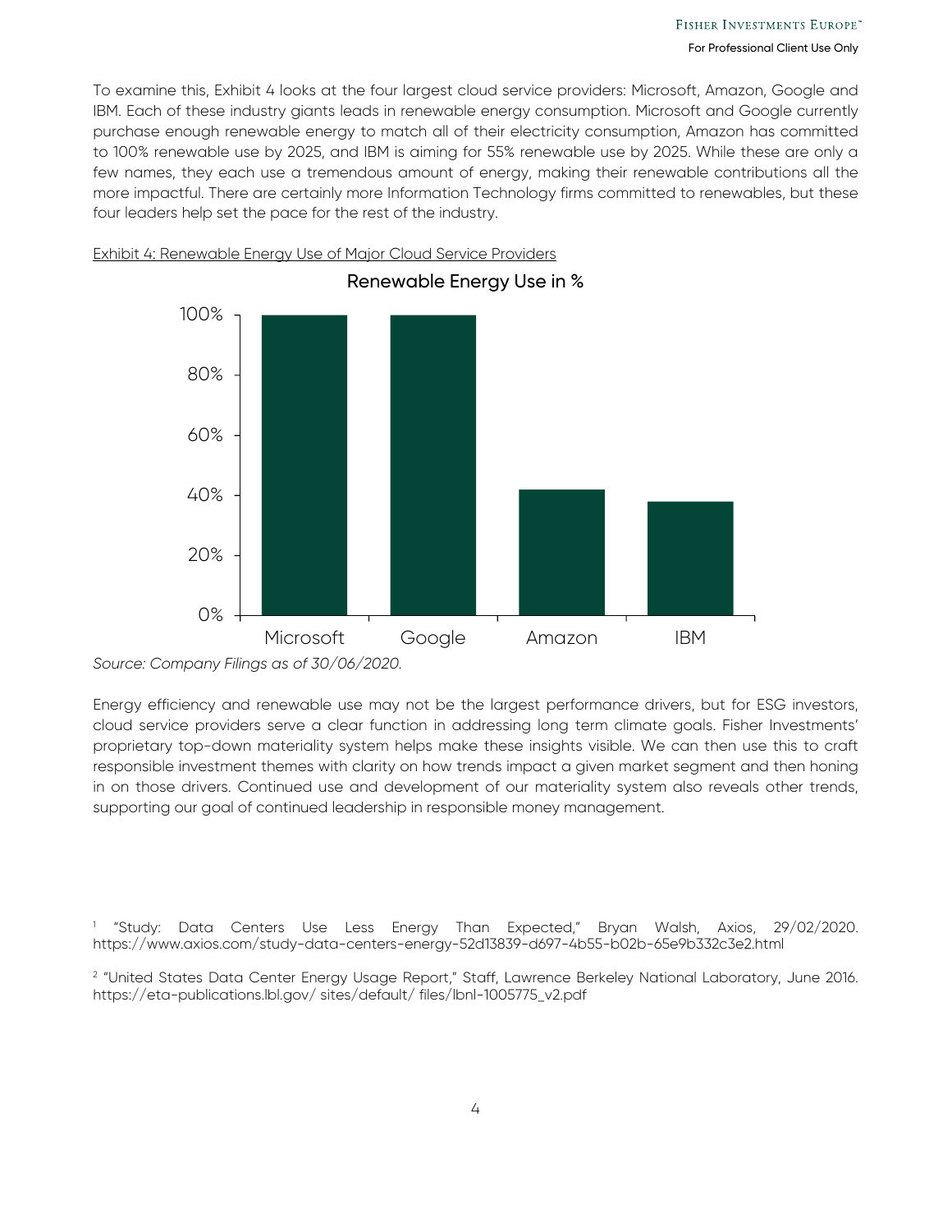To examine this, Exhibit 4 looks at the four largest cloud service providers: Microsoft, Amazon, Google and IBM. Each of these industry giants leads in renewable energy consumption. Microsoft and Google currently purchase enough renewable energy to match all of their electricity consumption, Amazon has committed to 100% renewable use by 2025, and IBM is aiming for 55% renewable use by 2025. While these are only a few names, they each use a tremendous amount of energy, making their renewable contributions all the more impactful. There are certainly more Information Technology firms committed to renewables, but these four leaders help set the pace for the rest of the industry.

Exhibit 4: Renewable Energy Use of Major Cloud Service Providers

**Renewable Energy Use in %**

| Company | Renewable Energy Use |
| --- | --- |
| Microsoft | 100% |
| Google | 100% |
| Amazon | ~42% |
| IBM | ~38% |

*Source: Company Filings as of 30/06/2020.*

Energy efficiency and renewable use may not be the largest performance drivers, but for ESG investors, cloud service providers serve a clear function in addressing long term climate goals. Fisher Investments' proprietary top-down materiality system helps make these insights visible. We can then use this to craft responsible investment themes with clarity on how trends impact a given market segment and then honing in on those drivers. Continued use and development of our materiality system also reveals other trends, supporting our goal of continued leadership in responsible money management.

[1] "Study: Data Centers Use Less Energy Than Expected," Bryan Walsh, Axios, 29/02/2020. https://www.axios.com/study-data-centers-energy-52d13839-d697-4b55-b02b-65e9b332c3e2.html

[2] "United States Data Center Energy Usage Report," Staff, Lawrence Berkeley National Laboratory, June 2016. https://eta-publications.lbl.gov/ sites/default/ files/lbnl-1005775_v2.pdf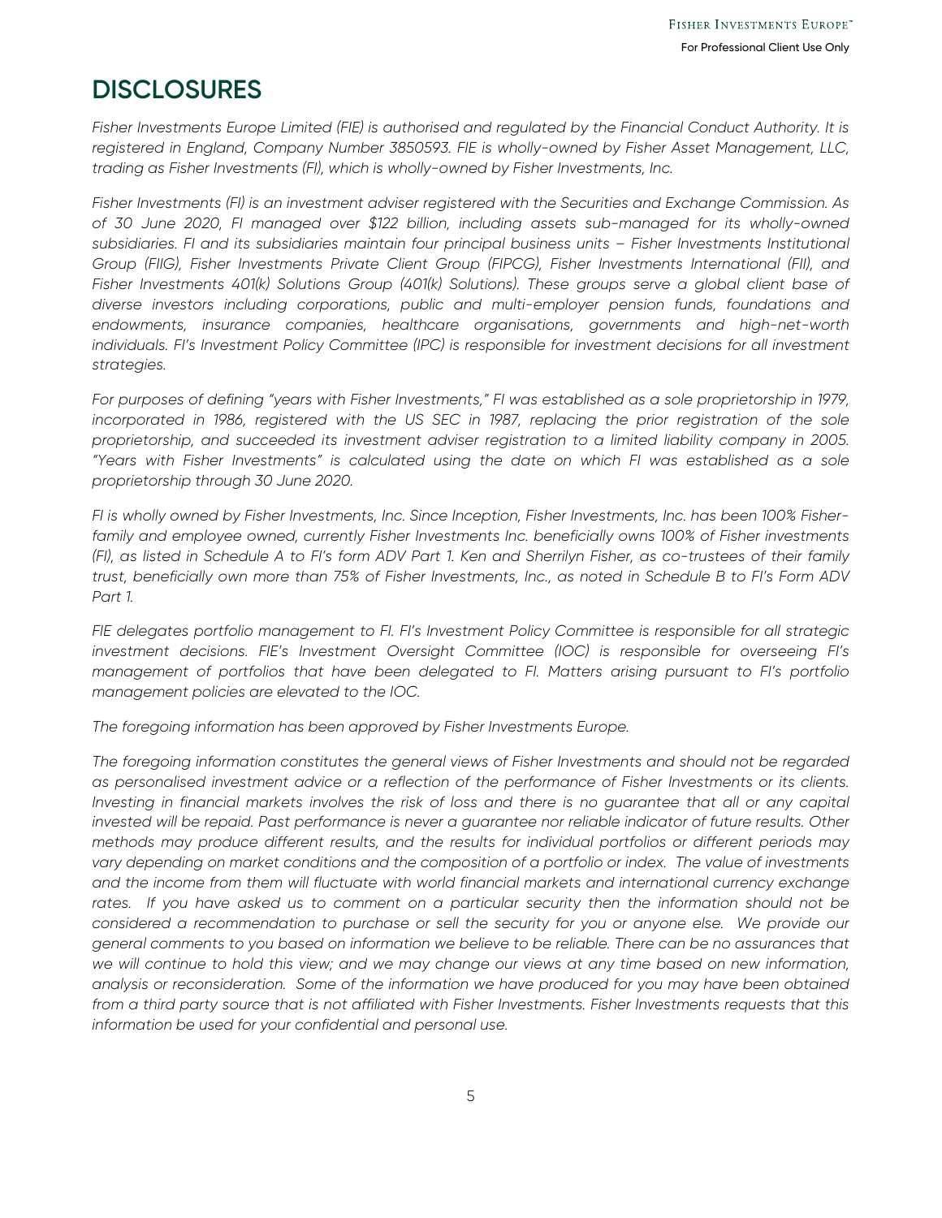# DISCLOSURES

*Fisher Investments Europe Limited (FIE) is authorised and regulated by the Financial Conduct Authority. It is registered in England, Company Number 3850593. FIE is wholly-owned by Fisher Asset Management, LLC, trading as Fisher Investments (FI), which is wholly-owned by Fisher Investments, Inc.*

*Fisher Investments (FI) is an investment adviser registered with the Securities and Exchange Commission. As of 30 June 2020, FI managed over $122 billion, including assets sub-managed for its wholly-owned subsidiaries. FI and its subsidiaries maintain four principal business units – Fisher Investments Institutional Group (FIIG), Fisher Investments Private Client Group (FIPCG), Fisher Investments International (FII), and Fisher Investments 401(k) Solutions Group (401(k) Solutions). These groups serve a global client base of diverse investors including corporations, public and multi-employer pension funds, foundations and endowments, insurance companies, healthcare organisations, governments and high-net-worth individuals. FI's Investment Policy Committee (IPC) is responsible for investment decisions for all investment strategies.*

*For purposes of defining "years with Fisher Investments," FI was established as a sole proprietorship in 1979, incorporated in 1986, registered with the US SEC in 1987, replacing the prior registration of the sole proprietorship, and succeeded its investment adviser registration to a limited liability company in 2005. "Years with Fisher Investments" is calculated using the date on which FI was established as a sole proprietorship through 30 June 2020.*

*FI is wholly owned by Fisher Investments, Inc. Since Inception, Fisher Investments, Inc. has been 100% Fisher-family and employee owned, currently Fisher Investments Inc. beneficially owns 100% of Fisher investments (FI), as listed in Schedule A to FI's form ADV Part 1. Ken and Sherrilyn Fisher, as co-trustees of their family trust, beneficially own more than 75% of Fisher Investments, Inc., as noted in Schedule B to FI's Form ADV Part 1.*

*FIE delegates portfolio management to FI. FI's Investment Policy Committee is responsible for all strategic investment decisions. FIE's Investment Oversight Committee (IOC) is responsible for overseeing FI's management of portfolios that have been delegated to FI. Matters arising pursuant to FI's portfolio management policies are elevated to the IOC.*

*The foregoing information has been approved by Fisher Investments Europe.*

*The foregoing information constitutes the general views of Fisher Investments and should not be regarded as personalised investment advice or a reflection of the performance of Fisher Investments or its clients. Investing in financial markets involves the risk of loss and there is no guarantee that all or any capital invested will be repaid. Past performance is never a guarantee nor reliable indicator of future results. Other methods may produce different results, and the results for individual portfolios or different periods may vary depending on market conditions and the composition of a portfolio or index. The value of investments and the income from them will fluctuate with world financial markets and international currency exchange rates. If you have asked us to comment on a particular security then the information should not be considered a recommendation to purchase or sell the security for you or anyone else. We provide our general comments to you based on information we believe to be reliable. There can be no assurances that we will continue to hold this view; and we may change our views at any time based on new information, analysis or reconsideration. Some of the information we have produced for you may have been obtained from a third party source that is not affiliated with Fisher Investments. Fisher Investments requests that this information be used for your confidential and personal use.*